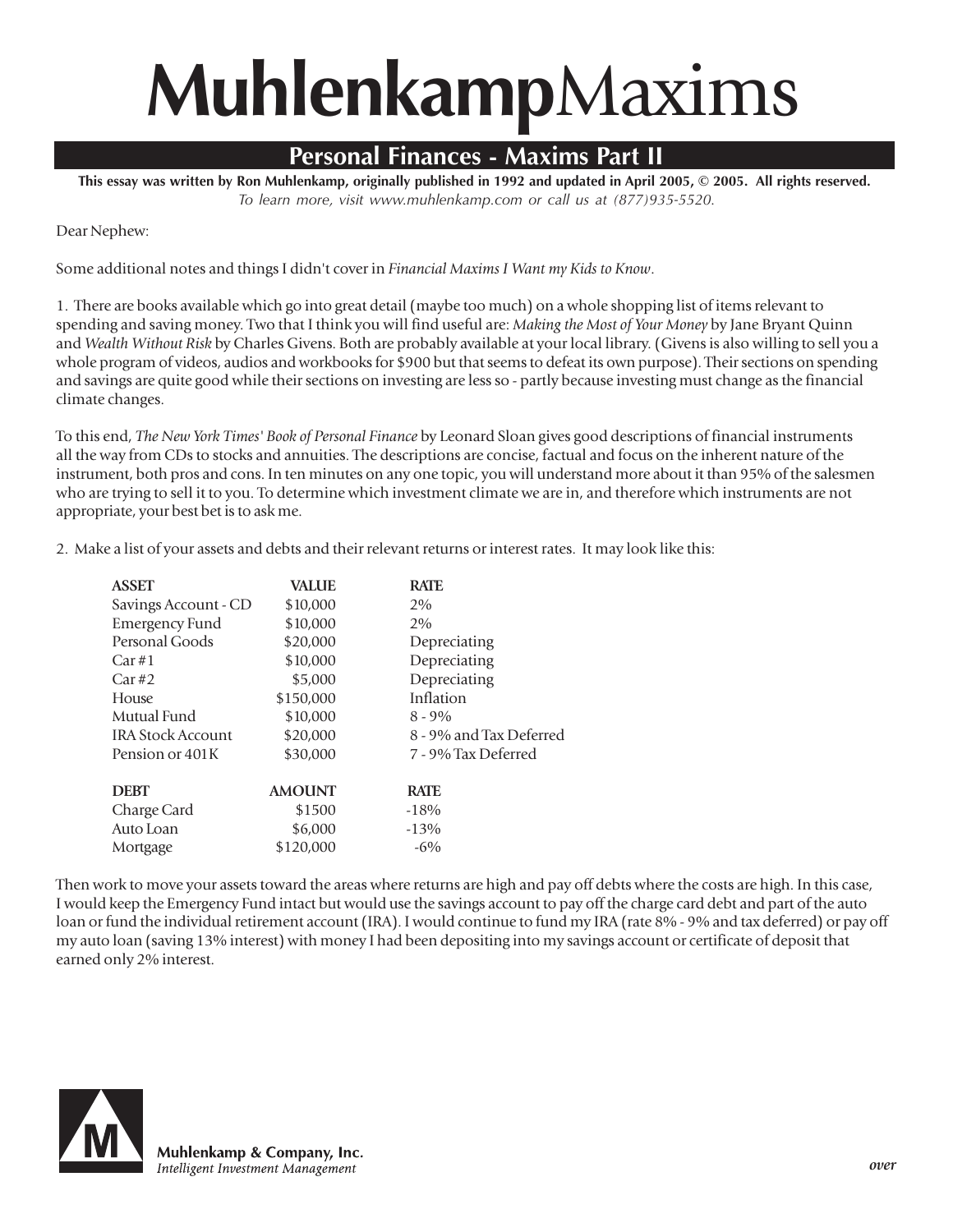# **Muhlenkamp**Maxims

## Personal Finances - Maxims Part II

**This essay was written by Ron Muhlenkamp, originally published in 1992 and updated in April 2005, © 2005. All rights reserved.**
*To learn more, visit www.muhlenkamp.com or call us at (877)935-5520.*

Dear Nephew:

Some additional notes and things I didn't cover in *Financial Maxims I Want my Kids to Know*.

1. There are books available which go into great detail (maybe too much) on a whole shopping list of items relevant to spending and saving money. Two that I think you will find useful are: *Making the Most of Your Money* by Jane Bryant Quinn and *Wealth Without Risk* by Charles Givens. Both are probably available at your local library. (Givens is also willing to sell you a whole program of videos, audios and workbooks for $900 but that seems to defeat its own purpose). Their sections on spending and savings are quite good while their sections on investing are less so - partly because investing must change as the financial climate changes.

To this end, *The New York Times' Book of Personal Finance* by Leonard Sloan gives good descriptions of financial instruments all the way from CDs to stocks and annuities. The descriptions are concise, factual and focus on the inherent nature of the instrument, both pros and cons. In ten minutes on any one topic, you will understand more about it than 95% of the salesmen who are trying to sell it to you. To determine which investment climate we are in, and therefore which instruments are not appropriate, your best bet is to ask me.

2. Make a list of your assets and debts and their relevant returns or interest rates. It may look like this:

| ASSET | VALUE | RATE |
|---|---:|---|
| Savings Account - CD | $10,000 | 2% |
| Emergency Fund | $10,000 | 2% |
| Personal Goods | $20,000 | Depreciating |
| Car #1 | $10,000 | Depreciating |
| Car #2 | $5,000 | Depreciating |
| House | $150,000 | Inflation |
| Mutual Fund | $10,000 | 8 - 9% |
| IRA Stock Account | $20,000 | 8 - 9% and Tax Deferred |
| Pension or 401K | $30,000 | 7 - 9% Tax Deferred |
| **DEBT** | **AMOUNT** | **RATE** |
| Charge Card | $1500 | -18% |
| Auto Loan | $6,000 | -13% |
| Mortgage | $120,000 | -6% |

Then work to move your assets toward the areas where returns are high and pay off debts where the costs are high. In this case, I would keep the Emergency Fund intact but would use the savings account to pay off the charge card debt and part of the auto loan or fund the individual retirement account (IRA). I would continue to fund my IRA (rate 8% - 9% and tax deferred) or pay off my auto loan (saving 13% interest) with money I had been depositing into my savings account or certificate of deposit that earned only 2% interest.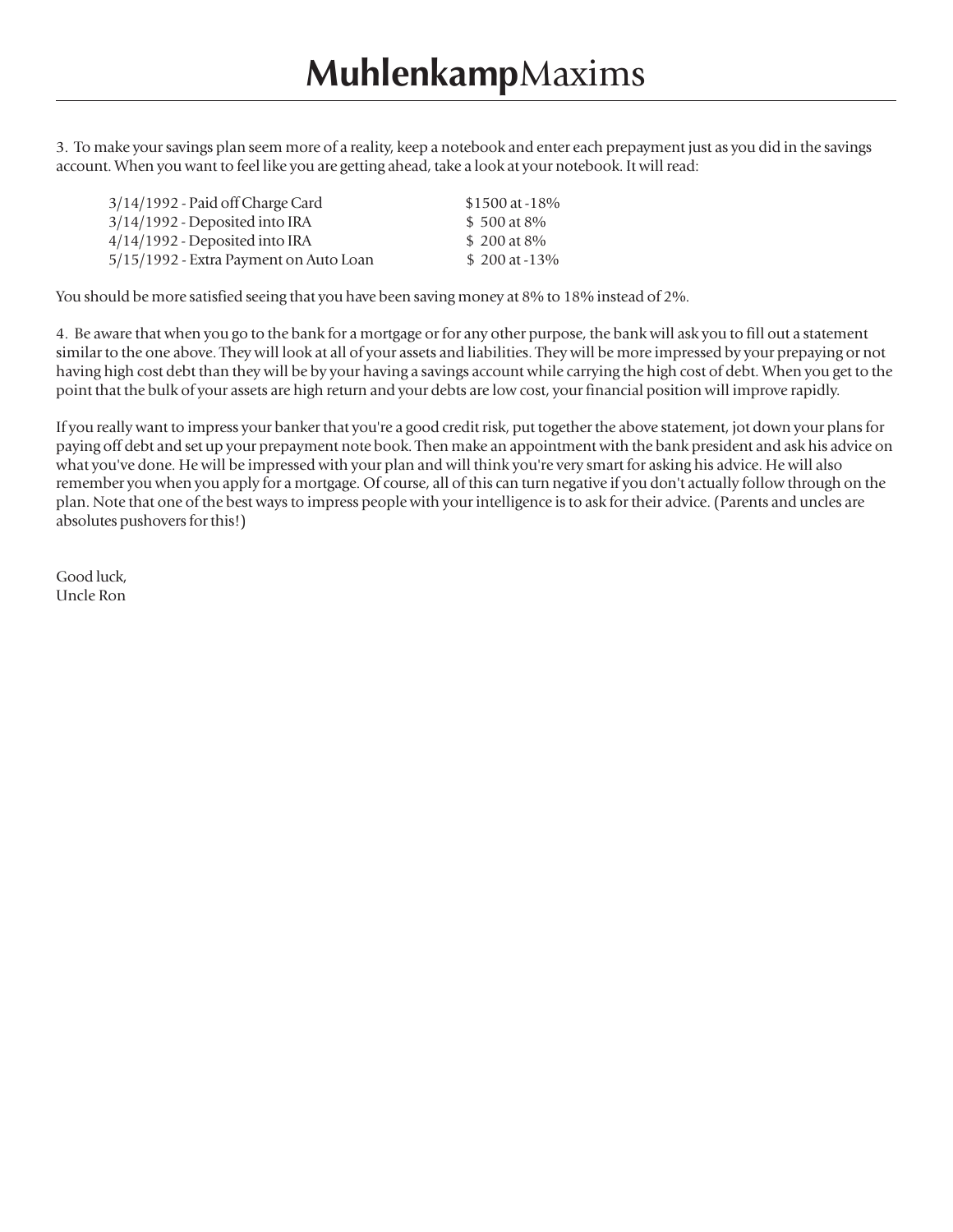3. To make your savings plan seem more of a reality, keep a notebook and enter each prepayment just as you did in the savings account. When you want to feel like you are getting ahead, take a look at your notebook. It will read:

| | |
|---|---|
| 3/14/1992 - Paid off Charge Card | $1500 at -18% |
| 3/14/1992 - Deposited into IRA | $ 500 at 8% |
| 4/14/1992 - Deposited into IRA | $ 200 at 8% |
| 5/15/1992 - Extra Payment on Auto Loan | $ 200 at -13% |

You should be more satisfied seeing that you have been saving money at 8% to 18% instead of 2%.

4. Be aware that when you go to the bank for a mortgage or for any other purpose, the bank will ask you to fill out a statement similar to the one above. They will look at all of your assets and liabilities. They will be more impressed by your prepaying or not having high cost debt than they will be by your having a savings account while carrying the high cost of debt. When you get to the point that the bulk of your assets are high return and your debts are low cost, your financial position will improve rapidly.

If you really want to impress your banker that you're a good credit risk, put together the above statement, jot down your plans for paying off debt and set up your prepayment note book. Then make an appointment with the bank president and ask his advice on what you've done. He will be impressed with your plan and will think you're very smart for asking his advice. He will also remember you when you apply for a mortgage. Of course, all of this can turn negative if you don't actually follow through on the plan. Note that one of the best ways to impress people with your intelligence is to ask for their advice. (Parents and uncles are absolutes pushovers for this!)

Good luck,
Uncle Ron